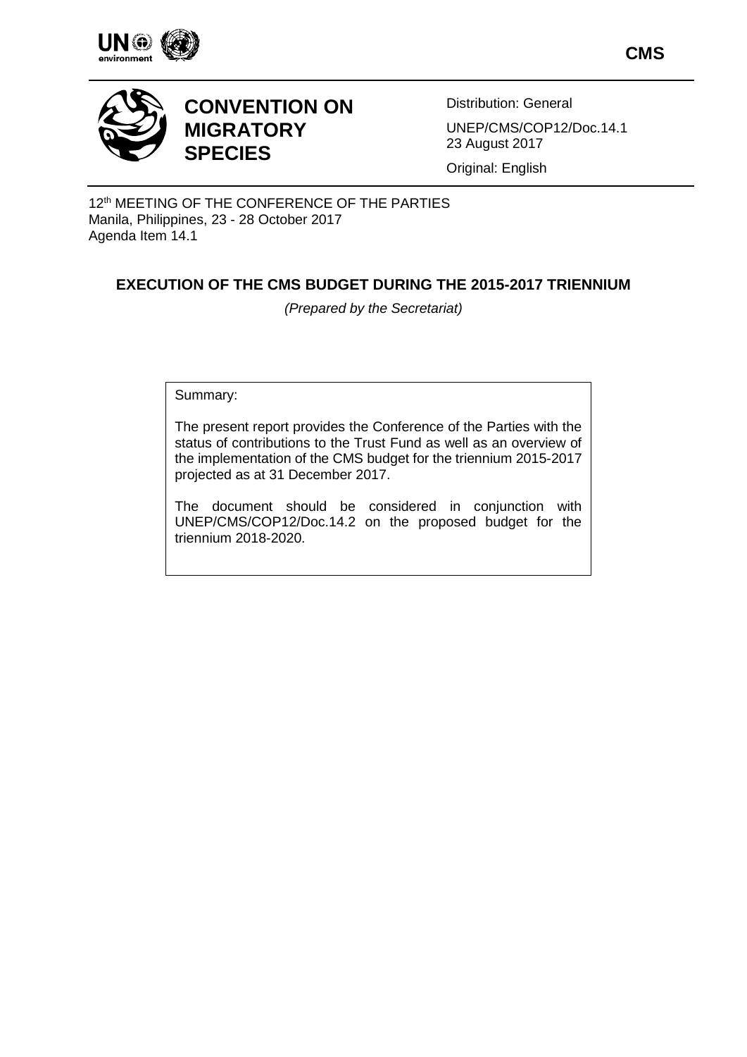CMS

# CONVENTION ON MIGRATORY SPECIES

Distribution: General

UNEP/CMS/COP12/Doc.14.1
23 August 2017

Original: English

12th MEETING OF THE CONFERENCE OF THE PARTIES
Manila, Philippines, 23 - 28 October 2017
Agenda Item 14.1

## EXECUTION OF THE CMS BUDGET DURING THE 2015-2017 TRIENNIUM

*(Prepared by the Secretariat)*

Summary:

The present report provides the Conference of the Parties with the status of contributions to the Trust Fund as well as an overview of the implementation of the CMS budget for the triennium 2015-2017 projected as at 31 December 2017.

The document should be considered in conjunction with UNEP/CMS/COP12/Doc.14.2 on the proposed budget for the triennium 2018-2020.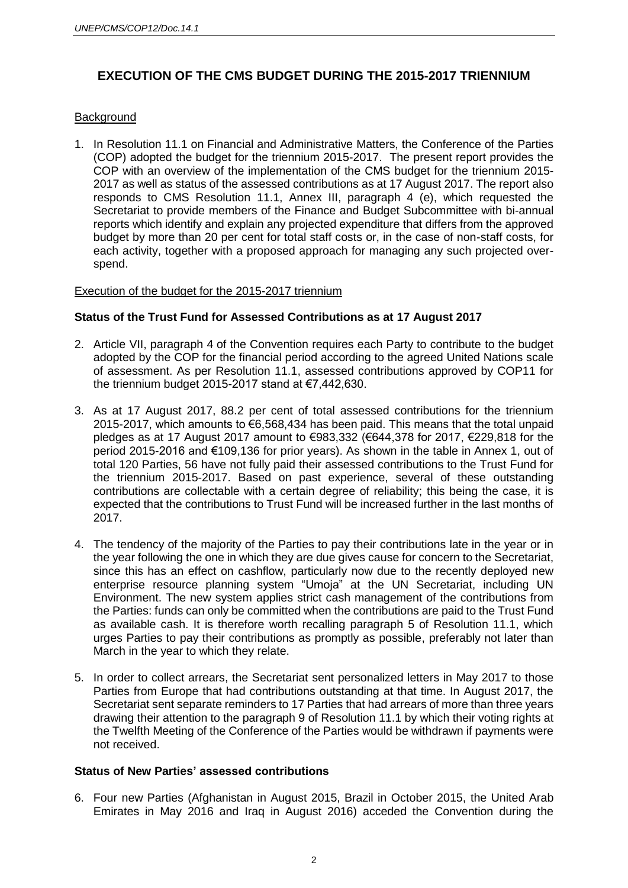# EXECUTION OF THE CMS BUDGET DURING THE 2015-2017 TRIENNIUM

## Background

1. In Resolution 11.1 on Financial and Administrative Matters, the Conference of the Parties (COP) adopted the budget for the triennium 2015-2017. The present report provides the COP with an overview of the implementation of the CMS budget for the triennium 2015-2017 as well as status of the assessed contributions as at 17 August 2017. The report also responds to CMS Resolution 11.1, Annex III, paragraph 4 (e), which requested the Secretariat to provide members of the Finance and Budget Subcommittee with bi-annual reports which identify and explain any projected expenditure that differs from the approved budget by more than 20 per cent for total staff costs or, in the case of non-staff costs, for each activity, together with a proposed approach for managing any such projected over-spend.

## Execution of the budget for the 2015-2017 triennium

### Status of the Trust Fund for Assessed Contributions as at 17 August 2017

2. Article VII, paragraph 4 of the Convention requires each Party to contribute to the budget adopted by the COP for the financial period according to the agreed United Nations scale of assessment. As per Resolution 11.1, assessed contributions approved by COP11 for the triennium budget 2015-2017 stand at €7,442,630.

3. As at 17 August 2017, 88.2 per cent of total assessed contributions for the triennium 2015-2017, which amounts to €6,568,434 has been paid. This means that the total unpaid pledges as at 17 August 2017 amount to €983,332 (€644,378 for 2017, €229,818 for the period 2015-2016 and €109,136 for prior years). As shown in the table in Annex 1, out of total 120 Parties, 56 have not fully paid their assessed contributions to the Trust Fund for the triennium 2015-2017. Based on past experience, several of these outstanding contributions are collectable with a certain degree of reliability; this being the case, it is expected that the contributions to Trust Fund will be increased further in the last months of 2017.

4. The tendency of the majority of the Parties to pay their contributions late in the year or in the year following the one in which they are due gives cause for concern to the Secretariat, since this has an effect on cashflow, particularly now due to the recently deployed new enterprise resource planning system "Umoja" at the UN Secretariat, including UN Environment. The new system applies strict cash management of the contributions from the Parties: funds can only be committed when the contributions are paid to the Trust Fund as available cash. It is therefore worth recalling paragraph 5 of Resolution 11.1, which urges Parties to pay their contributions as promptly as possible, preferably not later than March in the year to which they relate.

5. In order to collect arrears, the Secretariat sent personalized letters in May 2017 to those Parties from Europe that had contributions outstanding at that time. In August 2017, the Secretariat sent separate reminders to 17 Parties that had arrears of more than three years drawing their attention to the paragraph 9 of Resolution 11.1 by which their voting rights at the Twelfth Meeting of the Conference of the Parties would be withdrawn if payments were not received.

### Status of New Parties' assessed contributions

6. Four new Parties (Afghanistan in August 2015, Brazil in October 2015, the United Arab Emirates in May 2016 and Iraq in August 2016) acceded the Convention during the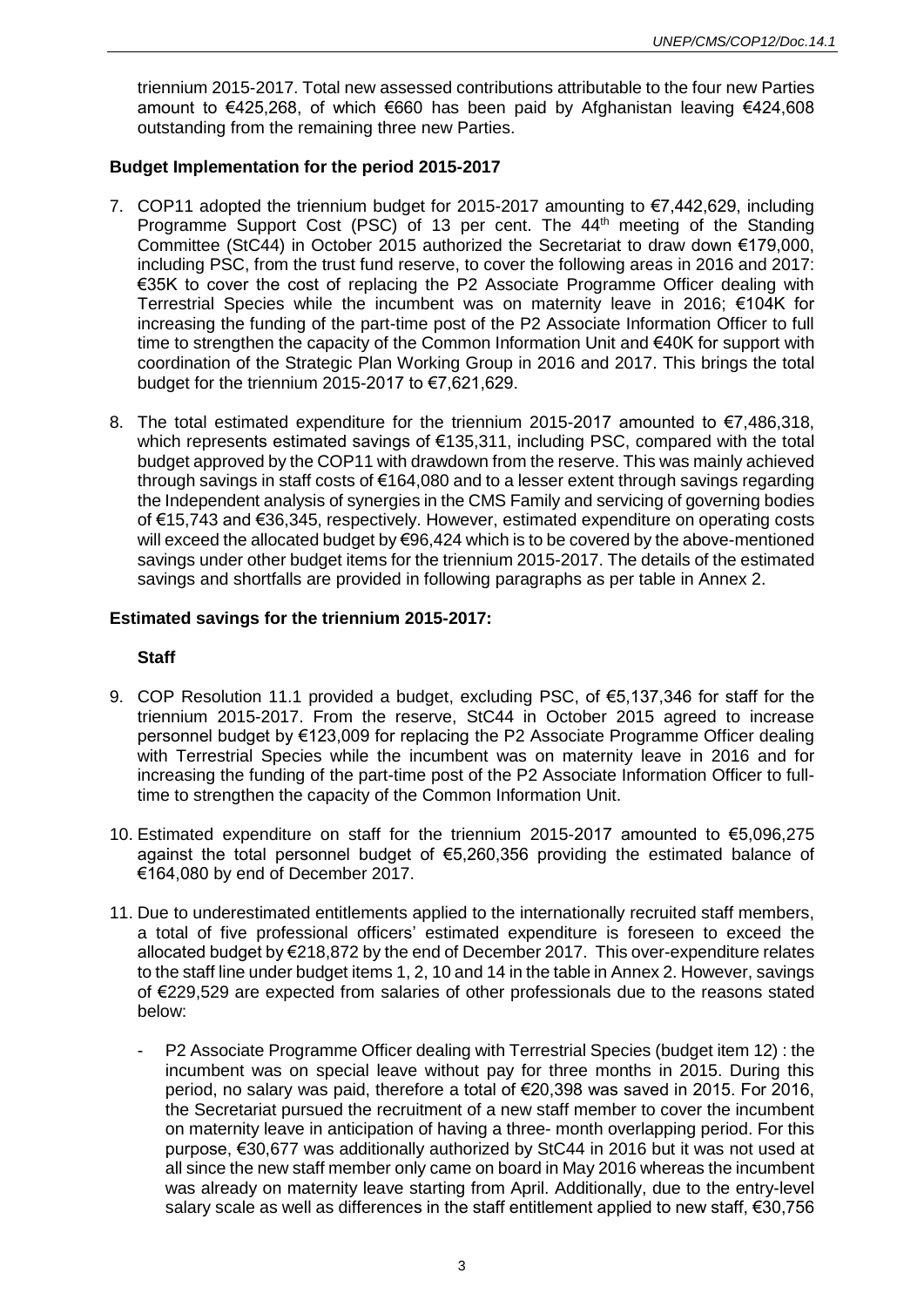triennium 2015-2017. Total new assessed contributions attributable to the four new Parties amount to €425,268, of which €660 has been paid by Afghanistan leaving €424,608 outstanding from the remaining three new Parties.

**Budget Implementation for the period 2015-2017**

7. COP11 adopted the triennium budget for 2015-2017 amounting to €7,442,629, including Programme Support Cost (PSC) of 13 per cent. The 44th meeting of the Standing Committee (StC44) in October 2015 authorized the Secretariat to draw down €179,000, including PSC, from the trust fund reserve, to cover the following areas in 2016 and 2017: €35K to cover the cost of replacing the P2 Associate Programme Officer dealing with Terrestrial Species while the incumbent was on maternity leave in 2016; €104K for increasing the funding of the part-time post of the P2 Associate Information Officer to full time to strengthen the capacity of the Common Information Unit and €40K for support with coordination of the Strategic Plan Working Group in 2016 and 2017. This brings the total budget for the triennium 2015-2017 to €7,621,629.

8. The total estimated expenditure for the triennium 2015-2017 amounted to €7,486,318, which represents estimated savings of €135,311, including PSC, compared with the total budget approved by the COP11 with drawdown from the reserve. This was mainly achieved through savings in staff costs of €164,080 and to a lesser extent through savings regarding the Independent analysis of synergies in the CMS Family and servicing of governing bodies of €15,743 and €36,345, respectively. However, estimated expenditure on operating costs will exceed the allocated budget by €96,424 which is to be covered by the above-mentioned savings under other budget items for the triennium 2015-2017. The details of the estimated savings and shortfalls are provided in following paragraphs as per table in Annex 2.

**Estimated savings for the triennium 2015-2017:**

**Staff**

9. COP Resolution 11.1 provided a budget, excluding PSC, of €5,137,346 for staff for the triennium 2015-2017. From the reserve, StC44 in October 2015 agreed to increase personnel budget by €123,009 for replacing the P2 Associate Programme Officer dealing with Terrestrial Species while the incumbent was on maternity leave in 2016 and for increasing the funding of the part-time post of the P2 Associate Information Officer to full-time to strengthen the capacity of the Common Information Unit.

10. Estimated expenditure on staff for the triennium 2015-2017 amounted to €5,096,275 against the total personnel budget of €5,260,356 providing the estimated balance of €164,080 by end of December 2017.

11. Due to underestimated entitlements applied to the internationally recruited staff members, a total of five professional officers' estimated expenditure is foreseen to exceed the allocated budget by €218,872 by the end of December 2017. This over-expenditure relates to the staff line under budget items 1, 2, 10 and 14 in the table in Annex 2. However, savings of €229,529 are expected from salaries of other professionals due to the reasons stated below:

    - P2 Associate Programme Officer dealing with Terrestrial Species (budget item 12) : the incumbent was on special leave without pay for three months in 2015. During this period, no salary was paid, therefore a total of €20,398 was saved in 2015. For 2016, the Secretariat pursued the recruitment of a new staff member to cover the incumbent on maternity leave in anticipation of having a three- month overlapping period. For this purpose, €30,677 was additionally authorized by StC44 in 2016 but it was not used at all since the new staff member only came on board in May 2016 whereas the incumbent was already on maternity leave starting from April. Additionally, due to the entry-level salary scale as well as differences in the staff entitlement applied to new staff, €30,756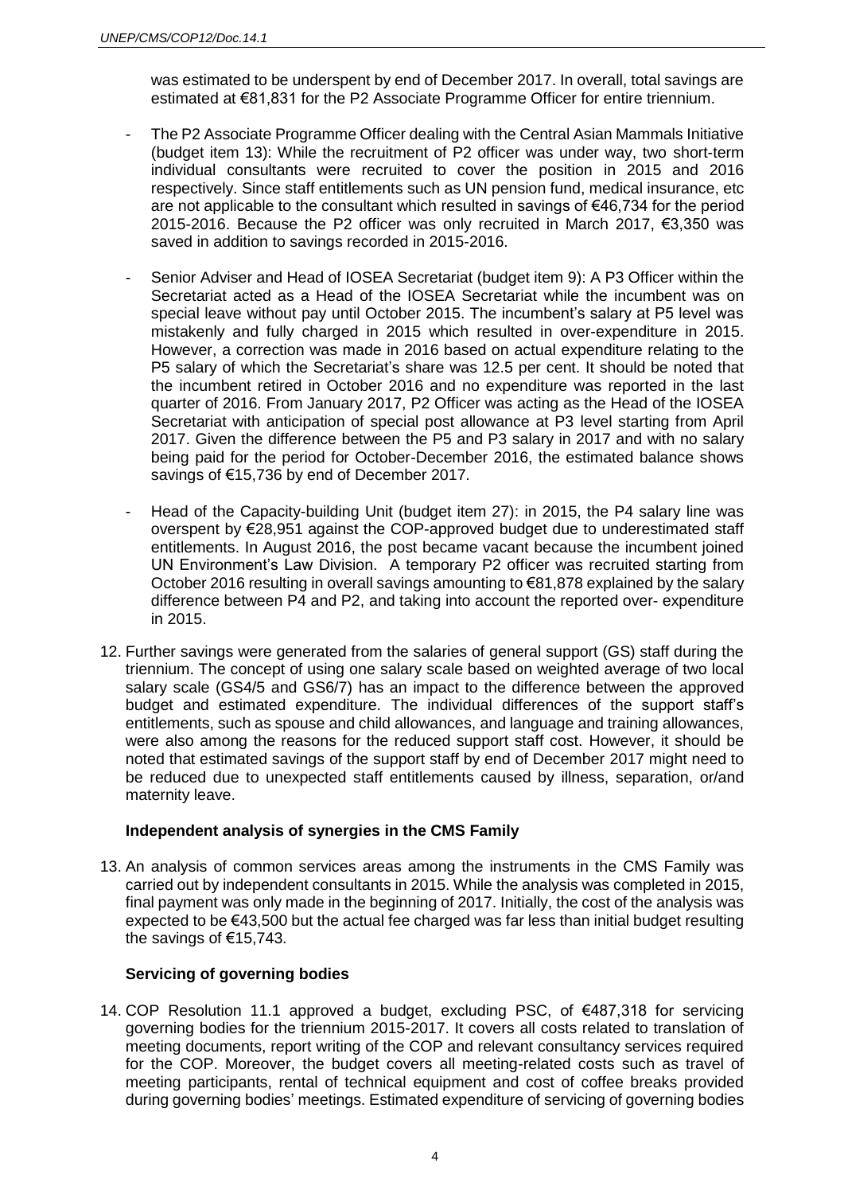was estimated to be underspent by end of December 2017. In overall, total savings are estimated at €81,831 for the P2 Associate Programme Officer for entire triennium.

- The P2 Associate Programme Officer dealing with the Central Asian Mammals Initiative (budget item 13): While the recruitment of P2 officer was under way, two short-term individual consultants were recruited to cover the position in 2015 and 2016 respectively. Since staff entitlements such as UN pension fund, medical insurance, etc are not applicable to the consultant which resulted in savings of €46,734 for the period 2015-2016. Because the P2 officer was only recruited in March 2017, €3,350 was saved in addition to savings recorded in 2015-2016.

- Senior Adviser and Head of IOSEA Secretariat (budget item 9): A P3 Officer within the Secretariat acted as a Head of the IOSEA Secretariat while the incumbent was on special leave without pay until October 2015. The incumbent's salary at P5 level was mistakenly and fully charged in 2015 which resulted in over-expenditure in 2015. However, a correction was made in 2016 based on actual expenditure relating to the P5 salary of which the Secretariat's share was 12.5 per cent. It should be noted that the incumbent retired in October 2016 and no expenditure was reported in the last quarter of 2016. From January 2017, P2 Officer was acting as the Head of the IOSEA Secretariat with anticipation of special post allowance at P3 level starting from April 2017. Given the difference between the P5 and P3 salary in 2017 and with no salary being paid for the period for October-December 2016, the estimated balance shows savings of €15,736 by end of December 2017.

- Head of the Capacity-building Unit (budget item 27): in 2015, the P4 salary line was overspent by €28,951 against the COP-approved budget due to underestimated staff entitlements. In August 2016, the post became vacant because the incumbent joined UN Environment's Law Division. A temporary P2 officer was recruited starting from October 2016 resulting in overall savings amounting to €81,878 explained by the salary difference between P4 and P2, and taking into account the reported over- expenditure in 2015.

12. Further savings were generated from the salaries of general support (GS) staff during the triennium. The concept of using one salary scale based on weighted average of two local salary scale (GS4/5 and GS6/7) has an impact to the difference between the approved budget and estimated expenditure. The individual differences of the support staff's entitlements, such as spouse and child allowances, and language and training allowances, were also among the reasons for the reduced support staff cost. However, it should be noted that estimated savings of the support staff by end of December 2017 might need to be reduced due to unexpected staff entitlements caused by illness, separation, or/and maternity leave.

**Independent analysis of synergies in the CMS Family**

13. An analysis of common services areas among the instruments in the CMS Family was carried out by independent consultants in 2015. While the analysis was completed in 2015, final payment was only made in the beginning of 2017. Initially, the cost of the analysis was expected to be €43,500 but the actual fee charged was far less than initial budget resulting the savings of €15,743.

**Servicing of governing bodies**

14. COP Resolution 11.1 approved a budget, excluding PSC, of €487,318 for servicing governing bodies for the triennium 2015-2017. It covers all costs related to translation of meeting documents, report writing of the COP and relevant consultancy services required for the COP. Moreover, the budget covers all meeting-related costs such as travel of meeting participants, rental of technical equipment and cost of coffee breaks provided during governing bodies' meetings. Estimated expenditure of servicing of governing bodies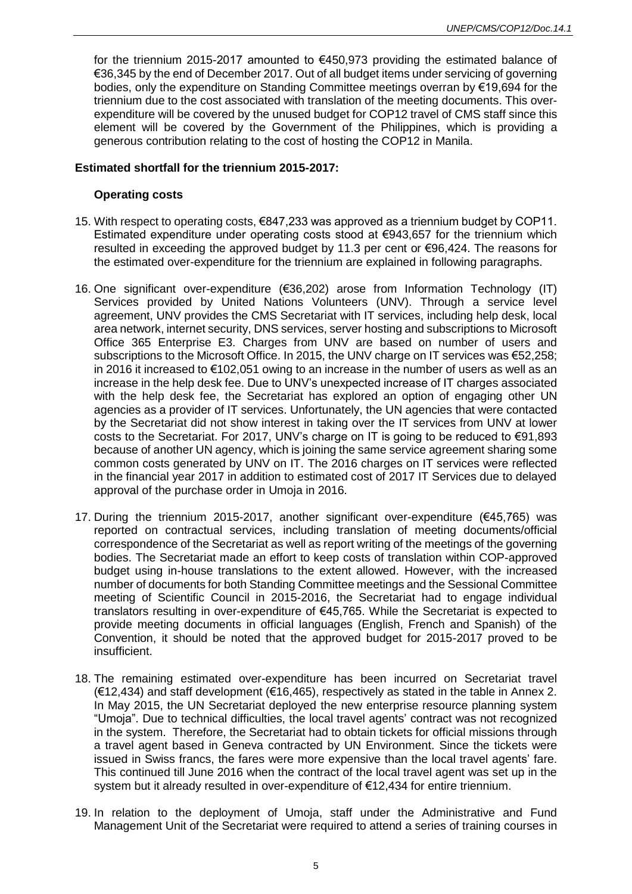for the triennium 2015-2017 amounted to €450,973 providing the estimated balance of €36,345 by the end of December 2017. Out of all budget items under servicing of governing bodies, only the expenditure on Standing Committee meetings overran by €19,694 for the triennium due to the cost associated with translation of the meeting documents. This over-expenditure will be covered by the unused budget for COP12 travel of CMS staff since this element will be covered by the Government of the Philippines, which is providing a generous contribution relating to the cost of hosting the COP12 in Manila.

**Estimated shortfall for the triennium 2015-2017:**

**Operating costs**

15. With respect to operating costs, €847,233 was approved as a triennium budget by COP11. Estimated expenditure under operating costs stood at €943,657 for the triennium which resulted in exceeding the approved budget by 11.3 per cent or €96,424. The reasons for the estimated over-expenditure for the triennium are explained in following paragraphs.

16. One significant over-expenditure (€36,202) arose from Information Technology (IT) Services provided by United Nations Volunteers (UNV). Through a service level agreement, UNV provides the CMS Secretariat with IT services, including help desk, local area network, internet security, DNS services, server hosting and subscriptions to Microsoft Office 365 Enterprise E3. Charges from UNV are based on number of users and subscriptions to the Microsoft Office. In 2015, the UNV charge on IT services was €52,258; in 2016 it increased to €102,051 owing to an increase in the number of users as well as an increase in the help desk fee. Due to UNV's unexpected increase of IT charges associated with the help desk fee, the Secretariat has explored an option of engaging other UN agencies as a provider of IT services. Unfortunately, the UN agencies that were contacted by the Secretariat did not show interest in taking over the IT services from UNV at lower costs to the Secretariat. For 2017, UNV's charge on IT is going to be reduced to €91,893 because of another UN agency, which is joining the same service agreement sharing some common costs generated by UNV on IT. The 2016 charges on IT services were reflected in the financial year 2017 in addition to estimated cost of 2017 IT Services due to delayed approval of the purchase order in Umoja in 2016.

17. During the triennium 2015-2017, another significant over-expenditure (€45,765) was reported on contractual services, including translation of meeting documents/official correspondence of the Secretariat as well as report writing of the meetings of the governing bodies. The Secretariat made an effort to keep costs of translation within COP-approved budget using in-house translations to the extent allowed. However, with the increased number of documents for both Standing Committee meetings and the Sessional Committee meeting of Scientific Council in 2015-2016, the Secretariat had to engage individual translators resulting in over-expenditure of €45,765. While the Secretariat is expected to provide meeting documents in official languages (English, French and Spanish) of the Convention, it should be noted that the approved budget for 2015-2017 proved to be insufficient.

18. The remaining estimated over-expenditure has been incurred on Secretariat travel (€12,434) and staff development (€16,465), respectively as stated in the table in Annex 2. In May 2015, the UN Secretariat deployed the new enterprise resource planning system "Umoja". Due to technical difficulties, the local travel agents' contract was not recognized in the system. Therefore, the Secretariat had to obtain tickets for official missions through a travel agent based in Geneva contracted by UN Environment. Since the tickets were issued in Swiss francs, the fares were more expensive than the local travel agents' fare. This continued till June 2016 when the contract of the local travel agent was set up in the system but it already resulted in over-expenditure of €12,434 for entire triennium.

19. In relation to the deployment of Umoja, staff under the Administrative and Fund Management Unit of the Secretariat were required to attend a series of training courses in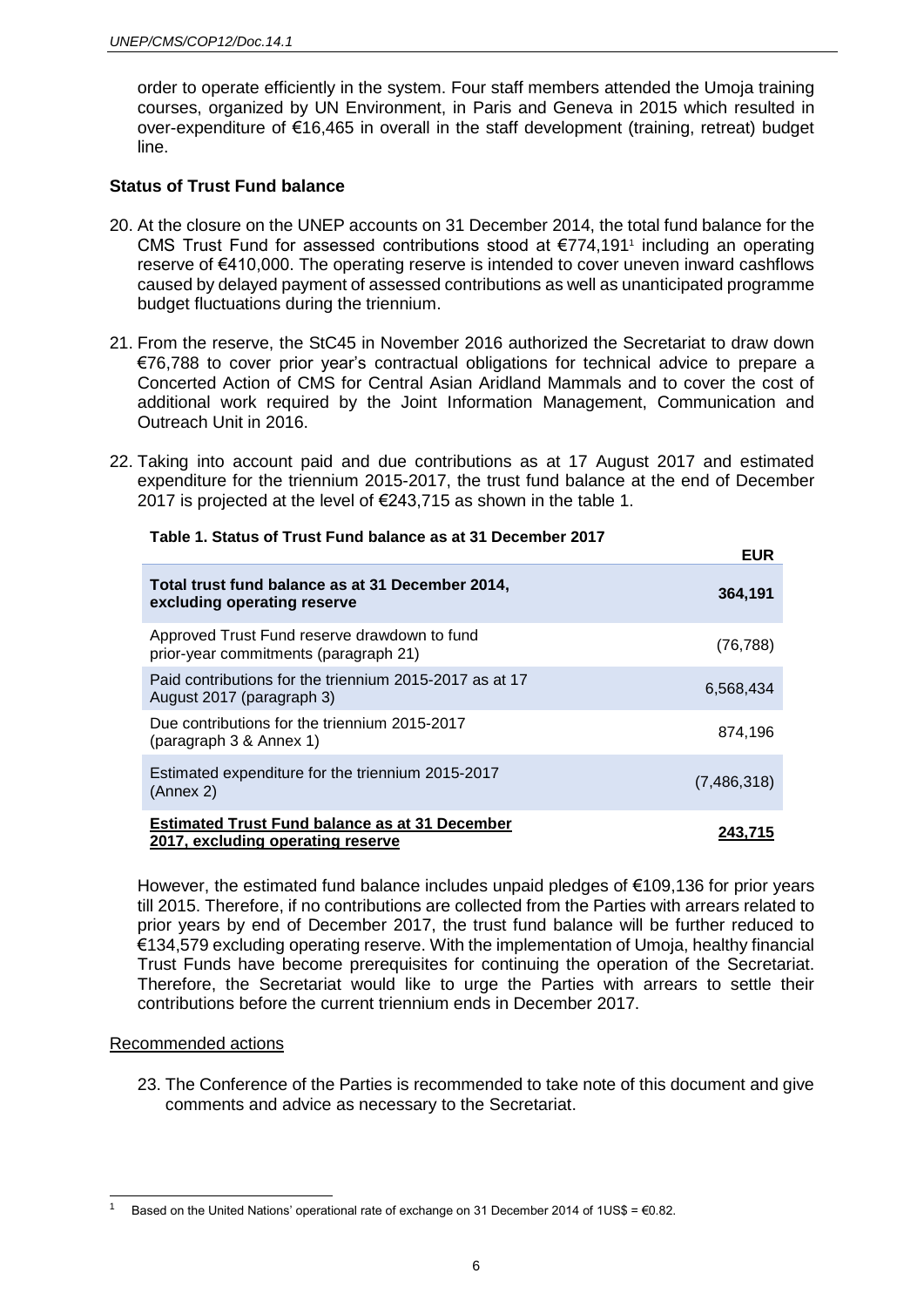order to operate efficiently in the system. Four staff members attended the Umoja training courses, organized by UN Environment, in Paris and Geneva in 2015 which resulted in over-expenditure of €16,465 in overall in the staff development (training, retreat) budget line.

**Status of Trust Fund balance**

20. At the closure on the UNEP accounts on 31 December 2014, the total fund balance for the CMS Trust Fund for assessed contributions stood at €774,191[1] including an operating reserve of €410,000. The operating reserve is intended to cover uneven inward cashflows caused by delayed payment of assessed contributions as well as unanticipated programme budget fluctuations during the triennium.

21. From the reserve, the StC45 in November 2016 authorized the Secretariat to draw down €76,788 to cover prior year's contractual obligations for technical advice to prepare a Concerted Action of CMS for Central Asian Aridland Mammals and to cover the cost of additional work required by the Joint Information Management, Communication and Outreach Unit in 2016.

22. Taking into account paid and due contributions as at 17 August 2017 and estimated expenditure for the triennium 2015-2017, the trust fund balance at the end of December 2017 is projected at the level of €243,715 as shown in the table 1.

**Table 1. Status of Trust Fund balance as at 31 December 2017**

| | EUR |
|---|---|
| **Total trust fund balance as at 31 December 2014, excluding operating reserve** | **364,191** |
| Approved Trust Fund reserve drawdown to fund prior-year commitments (paragraph 21) | (76,788) |
| Paid contributions for the triennium 2015-2017 as at 17 August 2017 (paragraph 3) | 6,568,434 |
| Due contributions for the triennium 2015-2017 (paragraph 3 & Annex 1) | 874,196 |
| Estimated expenditure for the triennium 2015-2017 (Annex 2) | (7,486,318) |
| **Estimated Trust Fund balance as at 31 December 2017, excluding operating reserve** | **243,715** |

However, the estimated fund balance includes unpaid pledges of €109,136 for prior years till 2015. Therefore, if no contributions are collected from the Parties with arrears related to prior years by end of December 2017, the trust fund balance will be further reduced to €134,579 excluding operating reserve. With the implementation of Umoja, healthy financial Trust Funds have become prerequisites for continuing the operation of the Secretariat. Therefore, the Secretariat would like to urge the Parties with arrears to settle their contributions before the current triennium ends in December 2017.

Recommended actions

23. The Conference of the Parties is recommended to take note of this document and give comments and advice as necessary to the Secretariat.

[1] Based on the United Nations' operational rate of exchange on 31 December 2014 of 1US$ = €0.82.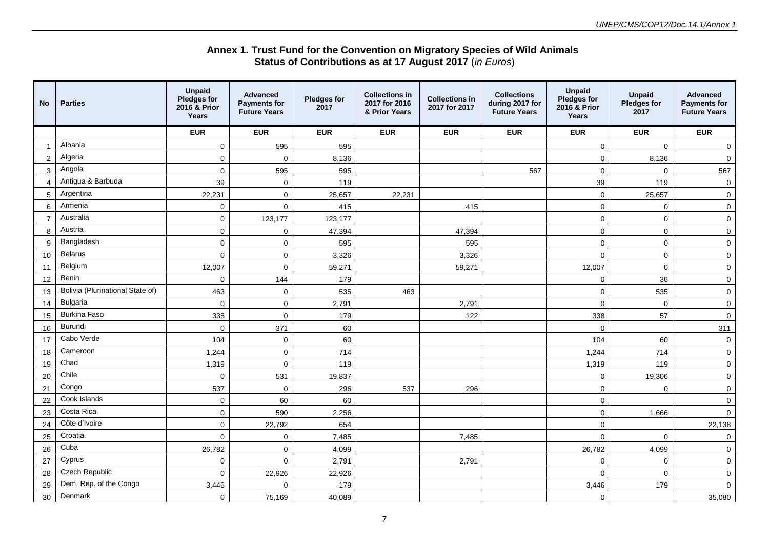## Annex 1. Trust Fund for the Convention on Migratory Species of Wild Animals
## Status of Contributions as at 17 August 2017 (*in Euros*)

| No | Parties | Unpaid Pledges for 2016 & Prior Years | Advanced Payments for Future Years | Pledges for 2017 | Collections in 2017 for 2016 & Prior Years | Collections in 2017 for 2017 | Collections during 2017 for Future Years | Unpaid Pledges for 2016 & Prior Years | Unpaid Pledges for 2017 | Advanced Payments for Future Years |
|---|---|---|---|---|---|---|---|---|---|---|
| | | EUR | EUR | EUR | EUR | EUR | EUR | EUR | EUR | EUR |
| 1 | Albania | 0 | 595 | 595 | | | | 0 | 0 | 0 |
| 2 | Algeria | 0 | 0 | 8,136 | | | | 0 | 8,136 | 0 |
| 3 | Angola | 0 | 595 | 595 | | | 567 | 0 | 0 | 567 |
| 4 | Antigua & Barbuda | 39 | 0 | 119 | | | | 39 | 119 | 0 |
| 5 | Argentina | 22,231 | 0 | 25,657 | 22,231 | | | 0 | 25,657 | 0 |
| 6 | Armenia | 0 | 0 | 415 | | 415 | | 0 | 0 | 0 |
| 7 | Australia | 0 | 123,177 | 123,177 | | | | 0 | 0 | 0 |
| 8 | Austria | 0 | 0 | 47,394 | | 47,394 | | 0 | 0 | 0 |
| 9 | Bangladesh | 0 | 0 | 595 | | 595 | | 0 | 0 | 0 |
| 10 | Belarus | 0 | 0 | 3,326 | | 3,326 | | 0 | 0 | 0 |
| 11 | Belgium | 12,007 | 0 | 59,271 | | 59,271 | | 12,007 | 0 | 0 |
| 12 | Benin | 0 | 144 | 179 | | | | 0 | 36 | 0 |
| 13 | Bolivia (Plurinational State of) | 463 | 0 | 535 | 463 | | | 0 | 535 | 0 |
| 14 | Bulgaria | 0 | 0 | 2,791 | | 2,791 | | 0 | 0 | 0 |
| 15 | Burkina Faso | 338 | 0 | 179 | | 122 | | 338 | 57 | 0 |
| 16 | Burundi | 0 | 371 | 60 | | | | 0 | | 311 |
| 17 | Cabo Verde | 104 | 0 | 60 | | | | 104 | 60 | 0 |
| 18 | Cameroon | 1,244 | 0 | 714 | | | | 1,244 | 714 | 0 |
| 19 | Chad | 1,319 | 0 | 119 | | | | 1,319 | 119 | 0 |
| 20 | Chile | 0 | 531 | 19,837 | | | | 0 | 19,306 | 0 |
| 21 | Congo | 537 | 0 | 296 | 537 | 296 | | 0 | 0 | 0 |
| 22 | Cook Islands | 0 | 60 | 60 | | | | 0 | | 0 |
| 23 | Costa Rica | 0 | 590 | 2,256 | | | | 0 | 1,666 | 0 |
| 24 | Côte d'Ivoire | 0 | 22,792 | 654 | | | | 0 | | 22,138 |
| 25 | Croatia | 0 | 0 | 7,485 | | 7,485 | | 0 | 0 | 0 |
| 26 | Cuba | 26,782 | 0 | 4,099 | | | | 26,782 | 4,099 | 0 |
| 27 | Cyprus | 0 | 0 | 2,791 | | 2,791 | | 0 | 0 | 0 |
| 28 | Czech Republic | 0 | 22,926 | 22,926 | | | | 0 | 0 | 0 |
| 29 | Dem. Rep. of the Congo | 3,446 | 0 | 179 | | | | 3,446 | 179 | 0 |
| 30 | Denmark | 0 | 75,169 | 40,089 | | | | 0 | | 35,080 |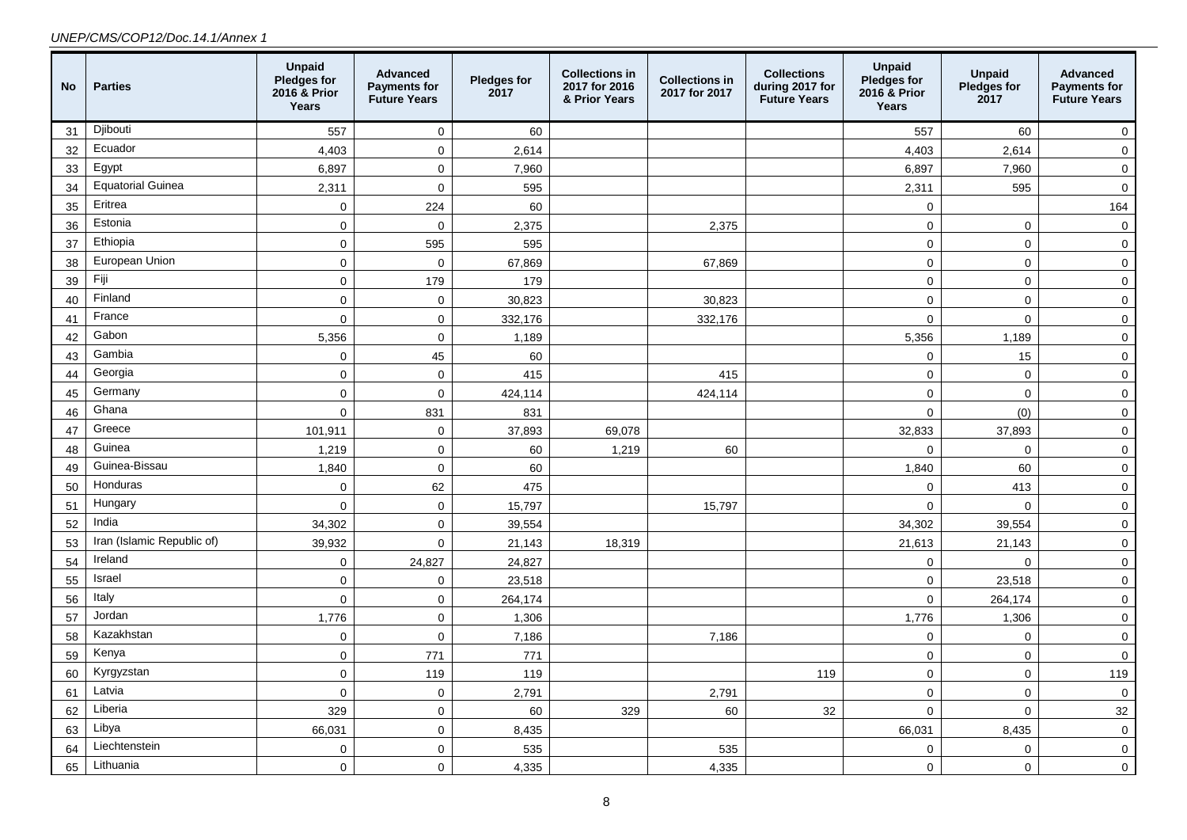| No | Parties | Unpaid Pledges for 2016 & Prior Years | Advanced Payments for Future Years | Pledges for 2017 | Collections in 2017 for 2016 & Prior Years | Collections in 2017 for 2017 | Collections during 2017 for Future Years | Unpaid Pledges for 2016 & Prior Years | Unpaid Pledges for 2017 | Advanced Payments for Future Years |
|---|---|---|---|---|---|---|---|---|---|---|
| 31 | Djibouti | 557 | 0 | 60 | | | | 557 | 60 | 0 |
| 32 | Ecuador | 4,403 | 0 | 2,614 | | | | 4,403 | 2,614 | 0 |
| 33 | Egypt | 6,897 | 0 | 7,960 | | | | 6,897 | 7,960 | 0 |
| 34 | Equatorial Guinea | 2,311 | 0 | 595 | | | | 2,311 | 595 | 0 |
| 35 | Eritrea | 0 | 224 | 60 | | | | 0 | | 164 |
| 36 | Estonia | 0 | 0 | 2,375 | | 2,375 | | 0 | 0 | 0 |
| 37 | Ethiopia | 0 | 595 | 595 | | | | 0 | 0 | 0 |
| 38 | European Union | 0 | 0 | 67,869 | | 67,869 | | 0 | 0 | 0 |
| 39 | Fiji | 0 | 179 | 179 | | | | 0 | 0 | 0 |
| 40 | Finland | 0 | 0 | 30,823 | | 30,823 | | 0 | 0 | 0 |
| 41 | France | 0 | 0 | 332,176 | | 332,176 | | 0 | 0 | 0 |
| 42 | Gabon | 5,356 | 0 | 1,189 | | | | 5,356 | 1,189 | 0 |
| 43 | Gambia | 0 | 45 | 60 | | | | 0 | 15 | 0 |
| 44 | Georgia | 0 | 0 | 415 | | 415 | | 0 | 0 | 0 |
| 45 | Germany | 0 | 0 | 424,114 | | 424,114 | | 0 | 0 | 0 |
| 46 | Ghana | 0 | 831 | 831 | | | | 0 | (0) | 0 |
| 47 | Greece | 101,911 | 0 | 37,893 | 69,078 | | | 32,833 | 37,893 | 0 |
| 48 | Guinea | 1,219 | 0 | 60 | 1,219 | 60 | | 0 | 0 | 0 |
| 49 | Guinea-Bissau | 1,840 | 0 | 60 | | | | 1,840 | 60 | 0 |
| 50 | Honduras | 0 | 62 | 475 | | | | 0 | 413 | 0 |
| 51 | Hungary | 0 | 0 | 15,797 | | 15,797 | | 0 | 0 | 0 |
| 52 | India | 34,302 | 0 | 39,554 | | | | 34,302 | 39,554 | 0 |
| 53 | Iran (Islamic Republic of) | 39,932 | 0 | 21,143 | 18,319 | | | 21,613 | 21,143 | 0 |
| 54 | Ireland | 0 | 24,827 | 24,827 | | | | 0 | 0 | 0 |
| 55 | Israel | 0 | 0 | 23,518 | | | | 0 | 23,518 | 0 |
| 56 | Italy | 0 | 0 | 264,174 | | | | 0 | 264,174 | 0 |
| 57 | Jordan | 1,776 | 0 | 1,306 | | | | 1,776 | 1,306 | 0 |
| 58 | Kazakhstan | 0 | 0 | 7,186 | | 7,186 | | 0 | 0 | 0 |
| 59 | Kenya | 0 | 771 | 771 | | | | 0 | 0 | 0 |
| 60 | Kyrgyzstan | 0 | 119 | 119 | | | 119 | 0 | 0 | 119 |
| 61 | Latvia | 0 | 0 | 2,791 | | 2,791 | | 0 | 0 | 0 |
| 62 | Liberia | 329 | 0 | 60 | 329 | 60 | 32 | 0 | 0 | 32 |
| 63 | Libya | 66,031 | 0 | 8,435 | | | | 66,031 | 8,435 | 0 |
| 64 | Liechtenstein | 0 | 0 | 535 | | 535 | | 0 | 0 | 0 |
| 65 | Lithuania | 0 | 0 | 4,335 | | 4,335 | | 0 | 0 | 0 |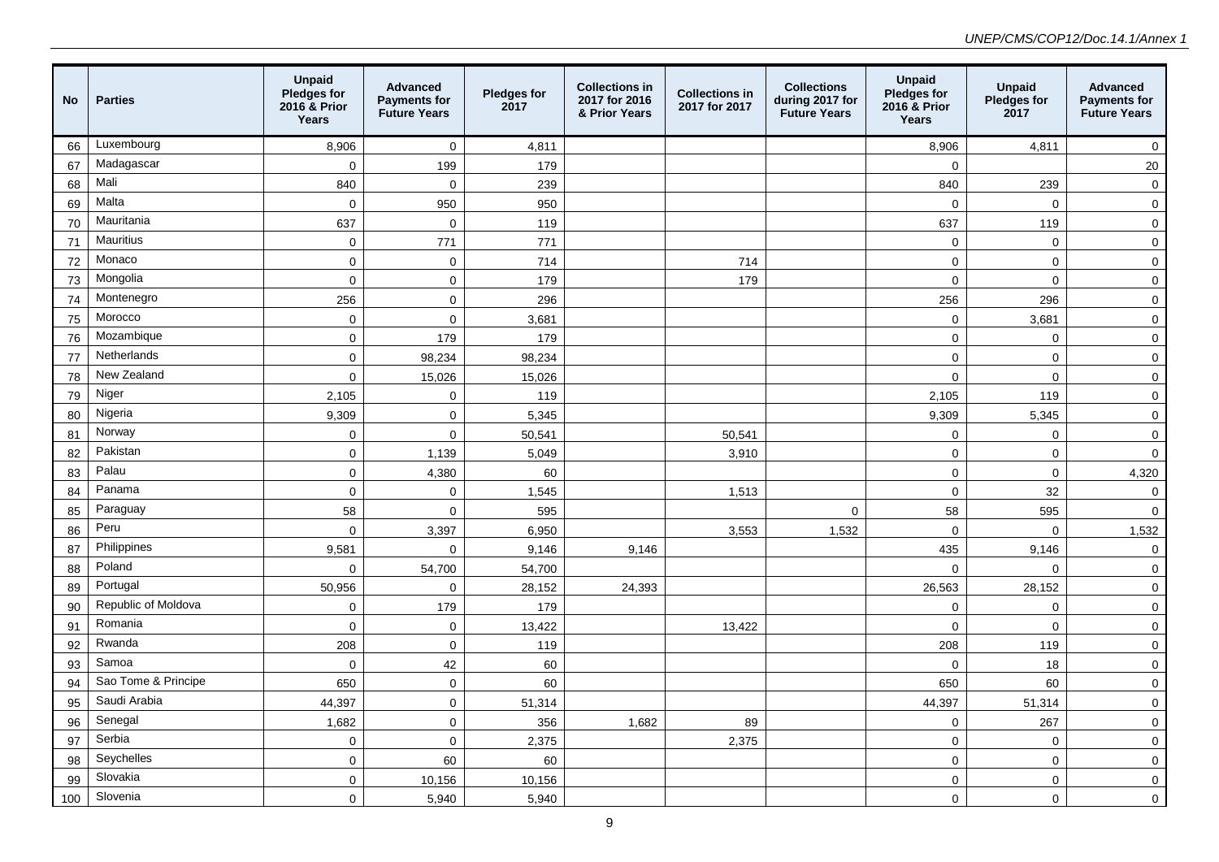| No | Parties | Unpaid Pledges for 2016 & Prior Years | Advanced Payments for Future Years | Pledges for 2017 | Collections in 2017 for 2016 & Prior Years | Collections in 2017 for 2017 | Collections during 2017 for Future Years | Unpaid Pledges for 2016 & Prior Years | Unpaid Pledges for 2017 | Advanced Payments for Future Years |
|---|---|---|---|---|---|---|---|---|---|---|
| 66 | Luxembourg | 8,906 | 0 | 4,811 | | | | 8,906 | 4,811 | 0 |
| 67 | Madagascar | 0 | 199 | 179 | | | | 0 | | 20 |
| 68 | Mali | 840 | 0 | 239 | | | | 840 | 239 | 0 |
| 69 | Malta | 0 | 950 | 950 | | | | 0 | 0 | 0 |
| 70 | Mauritania | 637 | 0 | 119 | | | | 637 | 119 | 0 |
| 71 | Mauritius | 0 | 771 | 771 | | | | 0 | 0 | 0 |
| 72 | Monaco | 0 | 0 | 714 | | 714 | | 0 | 0 | 0 |
| 73 | Mongolia | 0 | 0 | 179 | | 179 | | 0 | 0 | 0 |
| 74 | Montenegro | 256 | 0 | 296 | | | | 256 | 296 | 0 |
| 75 | Morocco | 0 | 0 | 3,681 | | | | 0 | 3,681 | 0 |
| 76 | Mozambique | 0 | 179 | 179 | | | | 0 | 0 | 0 |
| 77 | Netherlands | 0 | 98,234 | 98,234 | | | | 0 | 0 | 0 |
| 78 | New Zealand | 0 | 15,026 | 15,026 | | | | 0 | 0 | 0 |
| 79 | Niger | 2,105 | 0 | 119 | | | | 2,105 | 119 | 0 |
| 80 | Nigeria | 9,309 | 0 | 5,345 | | | | 9,309 | 5,345 | 0 |
| 81 | Norway | 0 | 0 | 50,541 | | 50,541 | | 0 | 0 | 0 |
| 82 | Pakistan | 0 | 1,139 | 5,049 | | 3,910 | | 0 | 0 | 0 |
| 83 | Palau | 0 | 4,380 | 60 | | | | 0 | 0 | 4,320 |
| 84 | Panama | 0 | 0 | 1,545 | | 1,513 | | 0 | 32 | 0 |
| 85 | Paraguay | 58 | 0 | 595 | | | 0 | 58 | 595 | 0 |
| 86 | Peru | 0 | 3,397 | 6,950 | | 3,553 | 1,532 | 0 | 0 | 1,532 |
| 87 | Philippines | 9,581 | 0 | 9,146 | 9,146 | | | 435 | 9,146 | 0 |
| 88 | Poland | 0 | 54,700 | 54,700 | | | | 0 | 0 | 0 |
| 89 | Portugal | 50,956 | 0 | 28,152 | 24,393 | | | 26,563 | 28,152 | 0 |
| 90 | Republic of Moldova | 0 | 179 | 179 | | | | 0 | 0 | 0 |
| 91 | Romania | 0 | 0 | 13,422 | | 13,422 | | 0 | 0 | 0 |
| 92 | Rwanda | 208 | 0 | 119 | | | | 208 | 119 | 0 |
| 93 | Samoa | 0 | 42 | 60 | | | | 0 | 18 | 0 |
| 94 | Sao Tome & Principe | 650 | 0 | 60 | | | | 650 | 60 | 0 |
| 95 | Saudi Arabia | 44,397 | 0 | 51,314 | | | | 44,397 | 51,314 | 0 |
| 96 | Senegal | 1,682 | 0 | 356 | 1,682 | 89 | | 0 | 267 | 0 |
| 97 | Serbia | 0 | 0 | 2,375 | | 2,375 | | 0 | 0 | 0 |
| 98 | Seychelles | 0 | 60 | 60 | | | | 0 | 0 | 0 |
| 99 | Slovakia | 0 | 10,156 | 10,156 | | | | 0 | 0 | 0 |
| 100 | Slovenia | 0 | 5,940 | 5,940 | | | | 0 | 0 | 0 |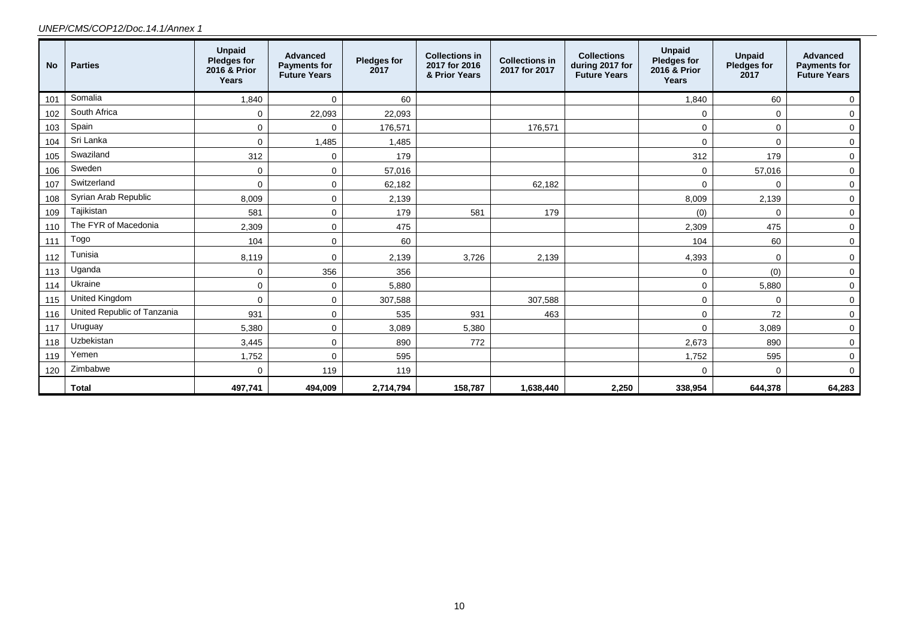| No | Parties | Unpaid Pledges for 2016 & Prior Years | Advanced Payments for Future Years | Pledges for 2017 | Collections in 2017 for 2016 & Prior Years | Collections in 2017 for 2017 | Collections during 2017 for Future Years | Unpaid Pledges for 2016 & Prior Years | Unpaid Pledges for 2017 | Advanced Payments for Future Years |
|---|---|---|---|---|---|---|---|---|---|---|
| 101 | Somalia | 1,840 | 0 | 60 | | | | 1,840 | 60 | 0 |
| 102 | South Africa | 0 | 22,093 | 22,093 | | | | 0 | 0 | 0 |
| 103 | Spain | 0 | 0 | 176,571 | | 176,571 | | 0 | 0 | 0 |
| 104 | Sri Lanka | 0 | 1,485 | 1,485 | | | | 0 | 0 | 0 |
| 105 | Swaziland | 312 | 0 | 179 | | | | 312 | 179 | 0 |
| 106 | Sweden | 0 | 0 | 57,016 | | | | 0 | 57,016 | 0 |
| 107 | Switzerland | 0 | 0 | 62,182 | | 62,182 | | 0 | 0 | 0 |
| 108 | Syrian Arab Republic | 8,009 | 0 | 2,139 | | | | 8,009 | 2,139 | 0 |
| 109 | Tajikistan | 581 | 0 | 179 | 581 | 179 | | (0) | 0 | 0 |
| 110 | The FYR of Macedonia | 2,309 | 0 | 475 | | | | 2,309 | 475 | 0 |
| 111 | Togo | 104 | 0 | 60 | | | | 104 | 60 | 0 |
| 112 | Tunisia | 8,119 | 0 | 2,139 | 3,726 | 2,139 | | 4,393 | 0 | 0 |
| 113 | Uganda | 0 | 356 | 356 | | | | 0 | (0) | 0 |
| 114 | Ukraine | 0 | 0 | 5,880 | | | | 0 | 5,880 | 0 |
| 115 | United Kingdom | 0 | 0 | 307,588 | | 307,588 | | 0 | 0 | 0 |
| 116 | United Republic of Tanzania | 931 | 0 | 535 | 931 | 463 | | 0 | 72 | 0 |
| 117 | Uruguay | 5,380 | 0 | 3,089 | 5,380 | | | 0 | 3,089 | 0 |
| 118 | Uzbekistan | 3,445 | 0 | 890 | 772 | | | 2,673 | 890 | 0 |
| 119 | Yemen | 1,752 | 0 | 595 | | | | 1,752 | 595 | 0 |
| 120 | Zimbabwe | 0 | 119 | 119 | | | | 0 | 0 | 0 |
| | **Total** | **497,741** | **494,009** | **2,714,794** | **158,787** | **1,638,440** | **2,250** | **338,954** | **644,378** | **64,283** |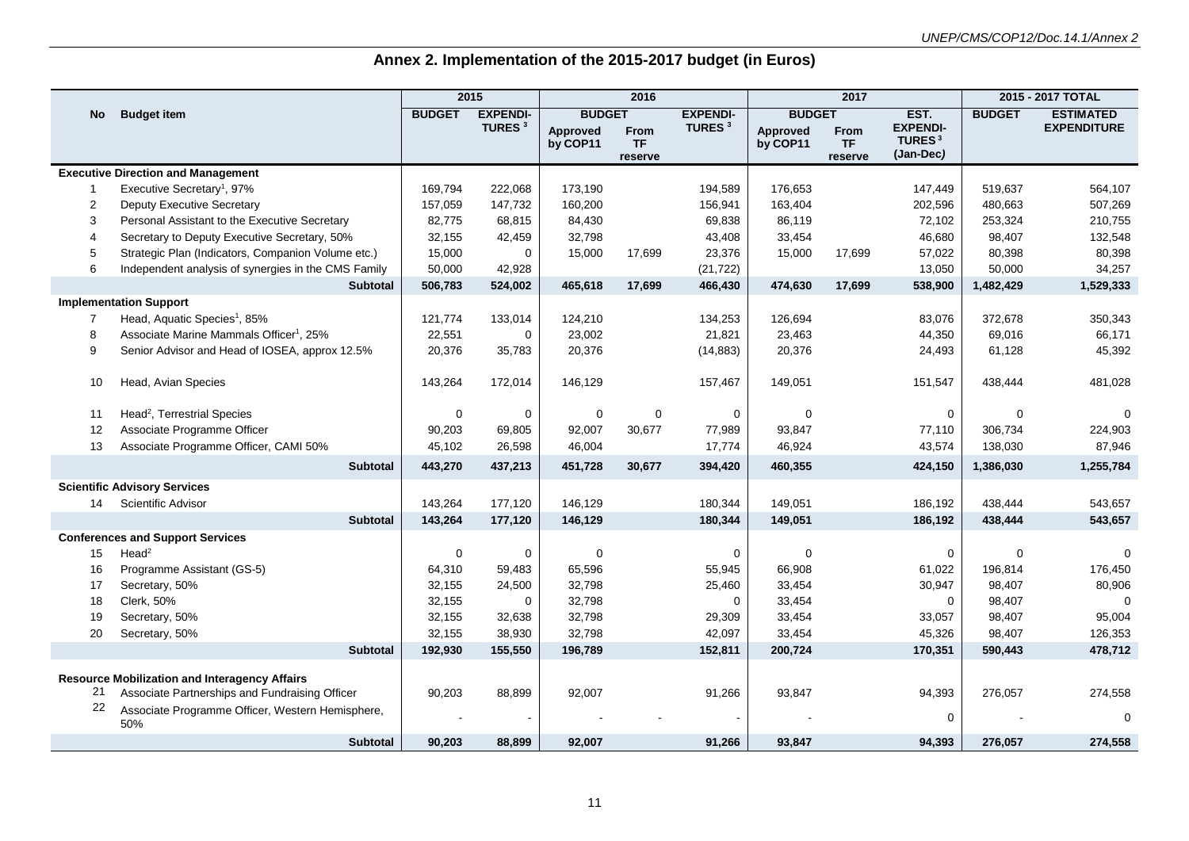# Annex 2. Implementation of the 2015-2017 budget (in Euros)

| No | Budget item | 2015 | | 2016 | | | 2017 | | | 2015 - 2017 TOTAL | |
|---|---|---|---|---|---|---|---|---|---|---|---|
| | | BUDGET | EXPENDI-TURES [3] | BUDGET | | EXPENDI-TURES [3] | BUDGET | | EST. EXPENDI-TURES [3] (Jan-Dec) | BUDGET | ESTIMATED EXPENDITURE |
| | | | | Approved by COP11 | From TF reserve | | Approved by COP11 | From TF reserve | | | |
| **Executive Direction and Management** | | | | | | | | | | | |
| 1 | Executive Secretary[1], 97% | 169,794 | 222,068 | 173,190 | | 194,589 | 176,653 | | 147,449 | 519,637 | 564,107 |
| 2 | Deputy Executive Secretary | 157,059 | 147,732 | 160,200 | | 156,941 | 163,404 | | 202,596 | 480,663 | 507,269 |
| 3 | Personal Assistant to the Executive Secretary | 82,775 | 68,815 | 84,430 | | 69,838 | 86,119 | | 72,102 | 253,324 | 210,755 |
| 4 | Secretary to Deputy Executive Secretary, 50% | 32,155 | 42,459 | 32,798 | | 43,408 | 33,454 | | 46,680 | 98,407 | 132,548 |
| 5 | Strategic Plan (Indicators, Companion Volume etc.) | 15,000 | 0 | 15,000 | 17,699 | 23,376 | 15,000 | 17,699 | 57,022 | 80,398 | 80,398 |
| 6 | Independent analysis of synergies in the CMS Family | 50,000 | 42,928 | | | (21,722) | | | 13,050 | 50,000 | 34,257 |
| | **Subtotal** | **506,783** | **524,002** | **465,618** | **17,699** | **466,430** | **474,630** | **17,699** | **538,900** | **1,482,429** | **1,529,333** |
| **Implementation Support** | | | | | | | | | | | |
| 7 | Head, Aquatic Species[1], 85% | 121,774 | 133,014 | 124,210 | | 134,253 | 126,694 | | 83,076 | 372,678 | 350,343 |
| 8 | Associate Marine Mammals Officer[1], 25% | 22,551 | 0 | 23,002 | | 21,821 | 23,463 | | 44,350 | 69,016 | 66,171 |
| 9 | Senior Advisor and Head of IOSEA, approx 12.5% | 20,376 | 35,783 | 20,376 | | (14,883) | 20,376 | | 24,493 | 61,128 | 45,392 |
| 10 | Head, Avian Species | 143,264 | 172,014 | 146,129 | | 157,467 | 149,051 | | 151,547 | 438,444 | 481,028 |
| 11 | Head[2], Terrestrial Species | 0 | 0 | 0 | 0 | 0 | 0 | | 0 | 0 | 0 |
| 12 | Associate Programme Officer | 90,203 | 69,805 | 92,007 | 30,677 | 77,989 | 93,847 | | 77,110 | 306,734 | 224,903 |
| 13 | Associate Programme Officer, CAMI 50% | 45,102 | 26,598 | 46,004 | | 17,774 | 46,924 | | 43,574 | 138,030 | 87,946 |
| | **Subtotal** | **443,270** | **437,213** | **451,728** | **30,677** | **394,420** | **460,355** | | **424,150** | **1,386,030** | **1,255,784** |
| **Scientific Advisory Services** | | | | | | | | | | | |
| 14 | Scientific Advisor | 143,264 | 177,120 | 146,129 | | 180,344 | 149,051 | | 186,192 | 438,444 | 543,657 |
| | **Subtotal** | **143,264** | **177,120** | **146,129** | | **180,344** | **149,051** | | **186,192** | **438,444** | **543,657** |
| **Conferences and Support Services** | | | | | | | | | | | |
| 15 | Head[2] | 0 | 0 | 0 | | 0 | 0 | | 0 | 0 | 0 |
| 16 | Programme Assistant (GS-5) | 64,310 | 59,483 | 65,596 | | 55,945 | 66,908 | | 61,022 | 196,814 | 176,450 |
| 17 | Secretary, 50% | 32,155 | 24,500 | 32,798 | | 25,460 | 33,454 | | 30,947 | 98,407 | 80,906 |
| 18 | Clerk, 50% | 32,155 | 0 | 32,798 | | 0 | 33,454 | | 0 | 98,407 | 0 |
| 19 | Secretary, 50% | 32,155 | 32,638 | 32,798 | | 29,309 | 33,454 | | 33,057 | 98,407 | 95,004 |
| 20 | Secretary, 50% | 32,155 | 38,930 | 32,798 | | 42,097 | 33,454 | | 45,326 | 98,407 | 126,353 |
| | **Subtotal** | **192,930** | **155,550** | **196,789** | | **152,811** | **200,724** | | **170,351** | **590,443** | **478,712** |
| **Resource Mobilization and Interagency Affairs** | | | | | | | | | | | |
| 21 | Associate Partnerships and Fundraising Officer | 90,203 | 88,899 | 92,007 | | 91,266 | 93,847 | | 94,393 | 276,057 | 274,558 |
| 22 | Associate Programme Officer, Western Hemisphere, 50% | - | - | - | - | - | - | | 0 | - | 0 |
| | **Subtotal** | **90,203** | **88,899** | **92,007** | | **91,266** | **93,847** | | **94,393** | **276,057** | **274,558** |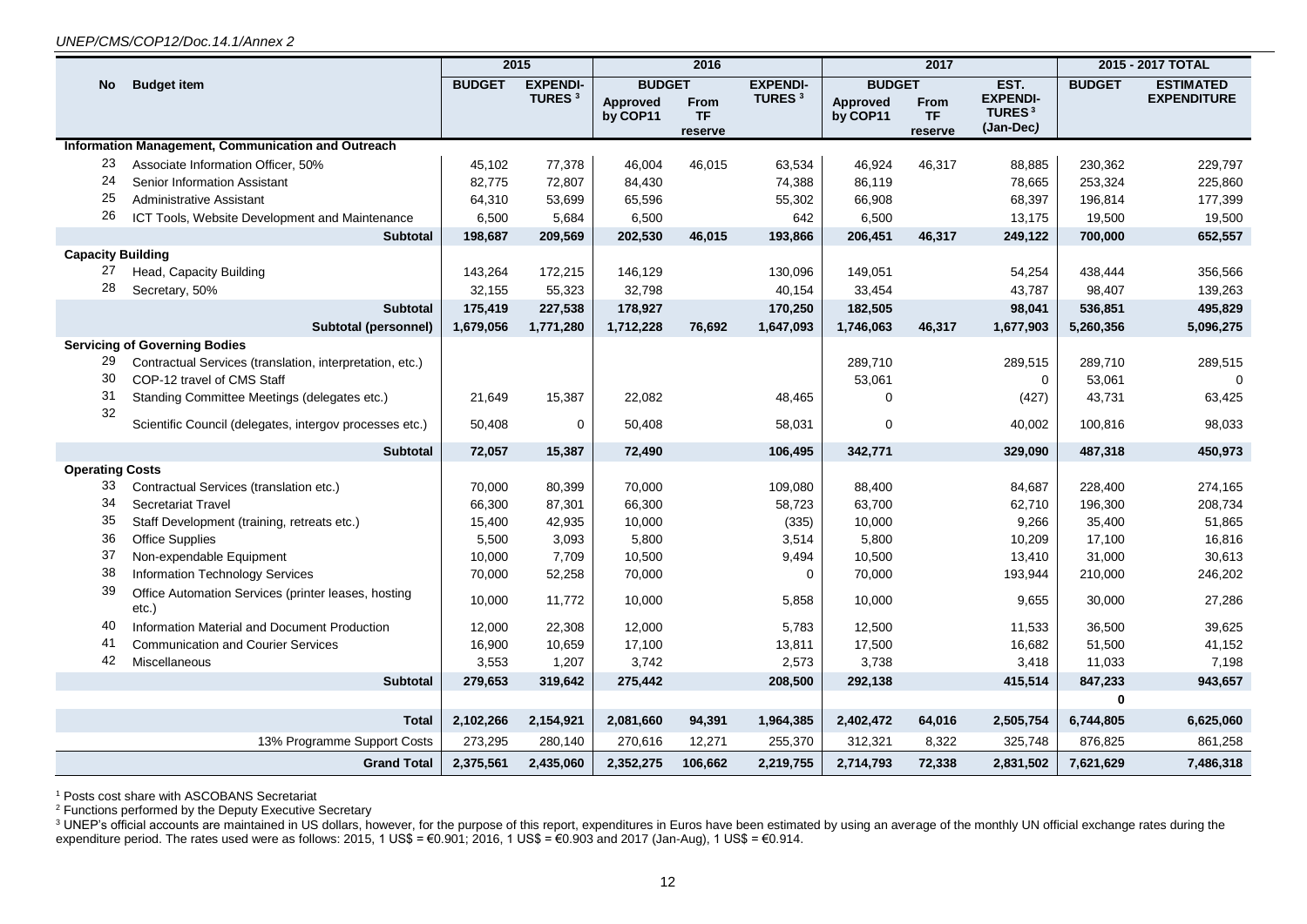| No | Budget item | 2015 | | 2016 | | | 2017 | | | 2015 - 2017 TOTAL | |
|---|---|---|---|---|---|---|---|---|---|---|---|
| | | BUDGET | EXPENDI-TURES [3] | BUDGET | | EXPENDI-TURES [3] | BUDGET | | EST. EXPENDI-TURES [3] (Jan-Dec) | BUDGET | ESTIMATED EXPENDITURE |
| | | | | Approved by COP11 | From TF reserve | | Approved by COP11 | From TF reserve | | | |
| | **Information Management, Communication and Outreach** | | | | | | | | | | |
| 23 | Associate Information Officer, 50% | 45,102 | 77,378 | 46,004 | 46,015 | 63,534 | 46,924 | 46,317 | 88,885 | 230,362 | 229,797 |
| 24 | Senior Information Assistant | 82,775 | 72,807 | 84,430 | | 74,388 | 86,119 | | 78,665 | 253,324 | 225,860 |
| 25 | Administrative Assistant | 64,310 | 53,699 | 65,596 | | 55,302 | 66,908 | | 68,397 | 196,814 | 177,399 |
| 26 | ICT Tools, Website Development and Maintenance | 6,500 | 5,684 | 6,500 | | 642 | 6,500 | | 13,175 | 19,500 | 19,500 |
| | **Subtotal** | **198,687** | **209,569** | **202,530** | **46,015** | **193,866** | **206,451** | **46,317** | **249,122** | **700,000** | **652,557** |
| | **Capacity Building** | | | | | | | | | | |
| 27 | Head, Capacity Building | 143,264 | 172,215 | 146,129 | | 130,096 | 149,051 | | 54,254 | 438,444 | 356,566 |
| 28 | Secretary, 50% | 32,155 | 55,323 | 32,798 | | 40,154 | 33,454 | | 43,787 | 98,407 | 139,263 |
| | **Subtotal** | **175,419** | **227,538** | **178,927** | | **170,250** | **182,505** | | **98,041** | **536,851** | **495,829** |
| | **Subtotal (personnel)** | **1,679,056** | **1,771,280** | **1,712,228** | **76,692** | **1,647,093** | **1,746,063** | **46,317** | **1,677,903** | **5,260,356** | **5,096,275** |
| | **Servicing of Governing Bodies** | | | | | | | | | | |
| 29 | Contractual Services (translation, interpretation, etc.) | | | | | | 289,710 | | 289,515 | 289,710 | 289,515 |
| 30 | COP-12 travel of CMS Staff | | | | | | 53,061 | | 0 | 53,061 | 0 |
| 31 | Standing Committee Meetings (delegates etc.) | 21,649 | 15,387 | 22,082 | | 48,465 | 0 | | (427) | 43,731 | 63,425 |
| 32 | Scientific Council (delegates, intergov processes etc.) | 50,408 | 0 | 50,408 | | 58,031 | 0 | | 40,002 | 100,816 | 98,033 |
| | **Subtotal** | **72,057** | **15,387** | **72,490** | | **106,495** | **342,771** | | **329,090** | **487,318** | **450,973** |
| | **Operating Costs** | | | | | | | | | | |
| 33 | Contractual Services (translation etc.) | 70,000 | 80,399 | 70,000 | | 109,080 | 88,400 | | 84,687 | 228,400 | 274,165 |
| 34 | Secretariat Travel | 66,300 | 87,301 | 66,300 | | 58,723 | 63,700 | | 62,710 | 196,300 | 208,734 |
| 35 | Staff Development (training, retreats etc.) | 15,400 | 42,935 | 10,000 | | (335) | 10,000 | | 9,266 | 35,400 | 51,865 |
| 36 | Office Supplies | 5,500 | 3,093 | 5,800 | | 3,514 | 5,800 | | 10,209 | 17,100 | 16,816 |
| 37 | Non-expendable Equipment | 10,000 | 7,709 | 10,500 | | 9,494 | 10,500 | | 13,410 | 31,000 | 30,613 |
| 38 | Information Technology Services | 70,000 | 52,258 | 70,000 | | 0 | 70,000 | | 193,944 | 210,000 | 246,202 |
| 39 | Office Automation Services (printer leases, hosting etc.) | 10,000 | 11,772 | 10,000 | | 5,858 | 10,000 | | 9,655 | 30,000 | 27,286 |
| 40 | Information Material and Document Production | 12,000 | 22,308 | 12,000 | | 5,783 | 12,500 | | 11,533 | 36,500 | 39,625 |
| 41 | Communication and Courier Services | 16,900 | 10,659 | 17,100 | | 13,811 | 17,500 | | 16,682 | 51,500 | 41,152 |
| 42 | Miscellaneous | 3,553 | 1,207 | 3,742 | | 2,573 | 3,738 | | 3,418 | 11,033 | 7,198 |
| | **Subtotal** | **279,653** | **319,642** | **275,442** | | **208,500** | **292,138** | | **415,514** | **847,233** | **943,657** |
| | | | | | | | | | | **0** | |
| | **Total** | **2,102,266** | **2,154,921** | **2,081,660** | **94,391** | **1,964,385** | **2,402,472** | **64,016** | **2,505,754** | **6,744,805** | **6,625,060** |
| | 13% Programme Support Costs | 273,295 | 280,140 | 270,616 | 12,271 | 255,370 | 312,321 | 8,322 | 325,748 | 876,825 | 861,258 |
| | **Grand Total** | **2,375,561** | **2,435,060** | **2,352,275** | **106,662** | **2,219,755** | **2,714,793** | **72,338** | **2,831,502** | **7,621,629** | **7,486,318** |

[1] Posts cost share with ASCOBANS Secretariat

[2] Functions performed by the Deputy Executive Secretary

[3] UNEP's official accounts are maintained in US dollars, however, for the purpose of this report, expenditures in Euros have been estimated by using an average of the monthly UN official exchange rates during the expenditure period. The rates used were as follows: 2015, 1 US$ = €0.901; 2016, 1 US$ = €0.903 and 2017 (Jan-Aug), 1 US$ = €0.914.